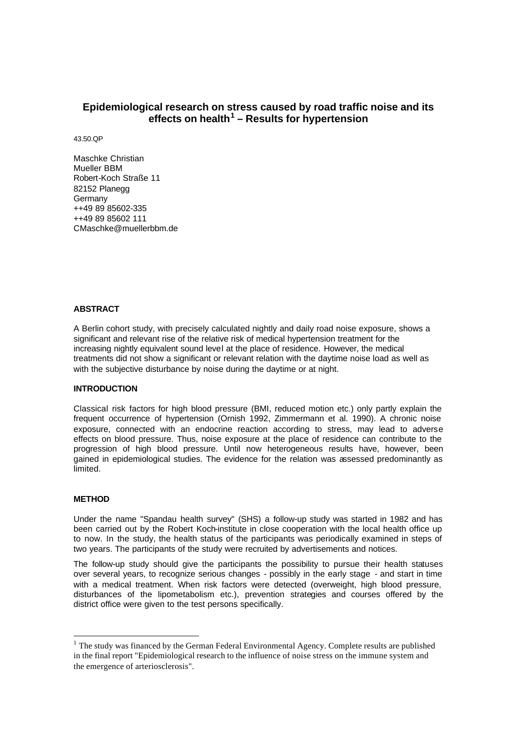# Epidemiological research on stress caused by road traffic noise and its effects on health[1] – Results for hypertension

43.50.QP

Maschke Christian
Mueller BBM
Robert-Koch Straße 11
82152 Planegg
Germany
++49 89 85602-335
++49 89 85602 111
CMaschke@muellerbbm.de

## ABSTRACT

A Berlin cohort study, with precisely calculated nightly and daily road noise exposure, shows a significant and relevant rise of the relative risk of medical hypertension treatment for the increasing nightly equivalent sound level at the place of residence. However, the medical treatments did not show a significant or relevant relation with the daytime noise load as well as with the subjective disturbance by noise during the daytime or at night.

## INTRODUCTION

Classical risk factors for high blood pressure (BMI, reduced motion etc.) only partly explain the frequent occurrence of hypertension (Ornish 1992, Zimmermann et al. 1990). A chronic noise exposure, connected with an endocrine reaction according to stress, may lead to adverse effects on blood pressure. Thus, noise exposure at the place of residence can contribute to the progression of high blood pressure. Until now heterogeneous results have, however, been gained in epidemiological studies. The evidence for the relation was assessed predominantly as limited.

## METHOD

Under the name "Spandau health survey" (SHS) a follow-up study was started in 1982 and has been carried out by the Robert Koch-institute in close cooperation with the local health office up to now. In the study, the health status of the participants was periodically examined in steps of two years. The participants of the study were recruited by advertisements and notices.

The follow-up study should give the participants the possibility to pursue their health statuses over several years, to recognize serious changes - possibly in the early stage - and start in time with a medical treatment. When risk factors were detected (overweight, high blood pressure, disturbances of the lipometabolism etc.), prevention strategies and courses offered by the district office were given to the test persons specifically.

[1] The study was financed by the German Federal Environmental Agency. Complete results are published in the final report "Epidemiological research to the influence of noise stress on the immune system and the emergence of arteriosclerosis".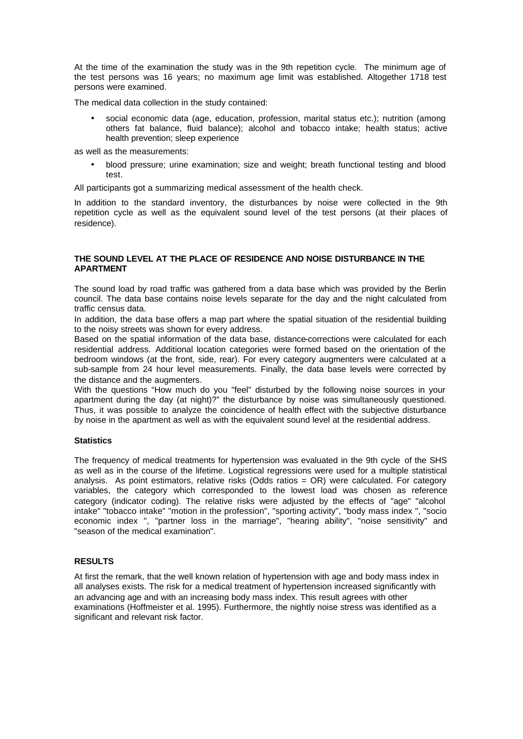At the time of the examination the study was in the 9th repetition cycle. The minimum age of the test persons was 16 years; no maximum age limit was established. Altogether 1718 test persons were examined.

The medical data collection in the study contained:

- social economic data (age, education, profession, marital status etc.); nutrition (among others fat balance, fluid balance); alcohol and tobacco intake; health status; active health prevention; sleep experience

as well as the measurements:

- blood pressure; urine examination; size and weight; breath functional testing and blood test.

All participants got a summarizing medical assessment of the health check.

In addition to the standard inventory, the disturbances by noise were collected in the 9th repetition cycle as well as the equivalent sound level of the test persons (at their places of residence).

### THE SOUND LEVEL AT THE PLACE OF RESIDENCE AND NOISE DISTURBANCE IN THE APARTMENT

The sound load by road traffic was gathered from a data base which was provided by the Berlin council. The data base contains noise levels separate for the day and the night calculated from traffic census data.

In addition, the data base offers a map part where the spatial situation of the residential building to the noisy streets was shown for every address.

Based on the spatial information of the data base, distance-corrections were calculated for each residential address. Additional location categories were formed based on the orientation of the bedroom windows (at the front, side, rear). For every category augmenters were calculated at a sub-sample from 24 hour level measurements. Finally, the data base levels were corrected by the distance and the augmenters.

With the questions "How much do you "feel" disturbed by the following noise sources in your apartment during the day (at night)?" the disturbance by noise was simultaneously questioned. Thus, it was possible to analyze the coincidence of health effect with the subjective disturbance by noise in the apartment as well as with the equivalent sound level at the residential address.

#### Statistics

The frequency of medical treatments for hypertension was evaluated in the 9th cycle of the SHS as well as in the course of the lifetime. Logistical regressions were used for a multiple statistical analysis. As point estimators, relative risks (Odds ratios = OR) were calculated. For category variables, the category which corresponded to the lowest load was chosen as reference category (indicator coding). The relative risks were adjusted by the effects of "age" "alcohol intake" "tobacco intake" "motion in the profession", "sporting activity", "body mass index ", "socio economic index ", "partner loss in the marriage", "hearing ability", "noise sensitivity" and "season of the medical examination".

### RESULTS

At first the remark, that the well known relation of hypertension with age and body mass index in all analyses exists. The risk for a medical treatment of hypertension increased significantly with an advancing age and with an increasing body mass index. This result agrees with other examinations (Hoffmeister et al. 1995). Furthermore, the nightly noise stress was identified as a significant and relevant risk factor.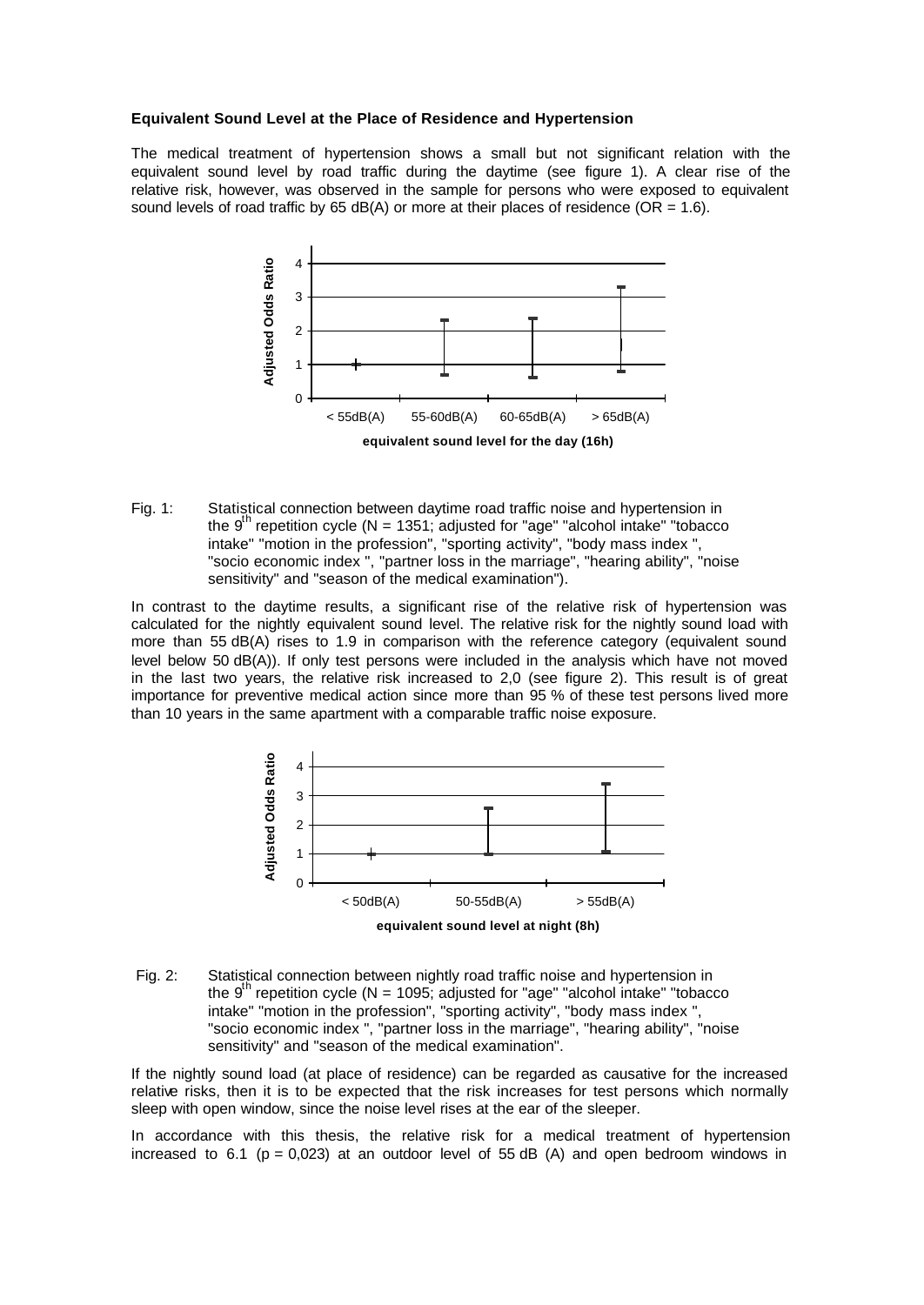**Equivalent Sound Level at the Place of Residence and Hypertension**

The medical treatment of hypertension shows a small but not significant relation with the equivalent sound level by road traffic during the daytime (see figure 1). A clear rise of the relative risk, however, was observed in the sample for persons who were exposed to equivalent sound levels of road traffic by 65 dB(A) or more at their places of residence (OR = 1.6).

Adjusted Odds Ratio

0
1
2
3
4

< 55dB(A)
55-60dB(A)
60-65dB(A)
> 65dB(A)

equivalent sound level for the day (16h)

Fig. 1: Statistical connection between daytime road traffic noise and hypertension in the 9th repetition cycle (N = 1351; adjusted for "age" "alcohol intake" "tobacco intake" "motion in the profession", "sporting activity", "body mass index ", "socio economic index ", "partner loss in the marriage", "hearing ability", "noise sensitivity" and "season of the medical examination").

In contrast to the daytime results, a significant rise of the relative risk of hypertension was calculated for the nightly equivalent sound level. The relative risk for the nightly sound load with more than 55 dB(A) rises to 1.9 in comparison with the reference category (equivalent sound level below 50 dB(A)). If only test persons were included in the analysis which have not moved in the last two years, the relative risk increased to 2,0 (see figure 2). This result is of great importance for preventive medical action since more than 95 % of these test persons lived more than 10 years in the same apartment with a comparable traffic noise exposure.

Adjusted Odds Ratio

0
1
2
3
4

< 50dB(A)
50-55dB(A)
> 55dB(A)

equivalent sound level at night (8h)

Fig. 2: Statistical connection between nightly road traffic noise and hypertension in the 9th repetition cycle (N = 1095; adjusted for "age" "alcohol intake" "tobacco intake" "motion in the profession", "sporting activity", "body mass index ", "socio economic index ", "partner loss in the marriage", "hearing ability", "noise sensitivity" and "season of the medical examination".

If the nightly sound load (at place of residence) can be regarded as causative for the increased relative risks, then it is to be expected that the risk increases for test persons which normally sleep with open window, since the noise level rises at the ear of the sleeper.

In accordance with this thesis, the relative risk for a medical treatment of hypertension increased to 6.1 ($p = 0,023$) at an outdoor level of 55 dB (A) and open bedroom windows in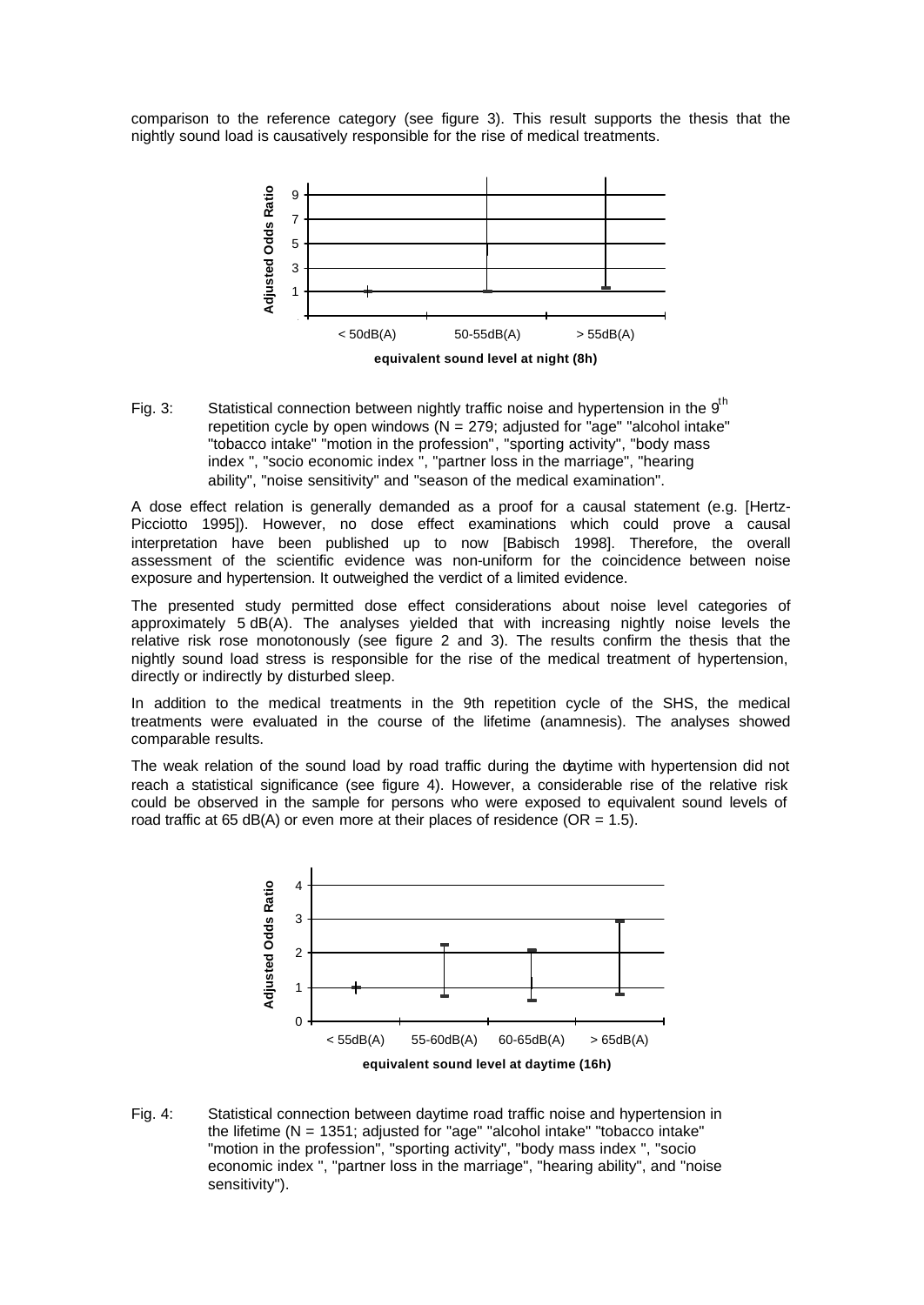comparison to the reference category (see figure 3). This result supports the thesis that the nightly sound load is causatively responsible for the rise of medical treatments.

Adjusted Odds Ratio

9
7
5
3
1

< 50dB(A)
50-55dB(A)
> 55dB(A)

equivalent sound level at night (8h)

Fig. 3: Statistical connection between nightly traffic noise and hypertension in the 9th repetition cycle by open windows (N = 279; adjusted for "age" "alcohol intake" "tobacco intake" "motion in the profession", "sporting activity", "body mass index ", "socio economic index ", "partner loss in the marriage", "hearing ability", "noise sensitivity" and "season of the medical examination".

A dose effect relation is generally demanded as a proof for a causal statement (e.g. [Hertz-Picciotto 1995]). However, no dose effect examinations which could prove a causal interpretation have been published up to now [Babisch 1998]. Therefore, the overall assessment of the scientific evidence was non-uniform for the coincidence between noise exposure and hypertension. It outweighed the verdict of a limited evidence.

The presented study permitted dose effect considerations about noise level categories of approximately 5 dB(A). The analyses yielded that with increasing nightly noise levels the relative risk rose monotonously (see figure 2 and 3). The results confirm the thesis that the nightly sound load stress is responsible for the rise of the medical treatment of hypertension, directly or indirectly by disturbed sleep.

In addition to the medical treatments in the 9th repetition cycle of the SHS, the medical treatments were evaluated in the course of the lifetime (anamnesis). The analyses showed comparable results.

The weak relation of the sound load by road traffic during the daytime with hypertension did not reach a statistical significance (see figure 4). However, a considerable rise of the relative risk could be observed in the sample for persons who were exposed to equivalent sound levels of road traffic at 65 dB(A) or even more at their places of residence (OR = 1.5).

Adjusted Odds Ratio

4
3
2
1
0

< 55dB(A)
55-60dB(A)
60-65dB(A)
> 65dB(A)

equivalent sound level at daytime (16h)

Fig. 4: Statistical connection between daytime road traffic noise and hypertension in the lifetime (N = 1351; adjusted for "age" "alcohol intake" "tobacco intake" "motion in the profession", "sporting activity", "body mass index ", "socio economic index ", "partner loss in the marriage", "hearing ability", and "noise sensitivity").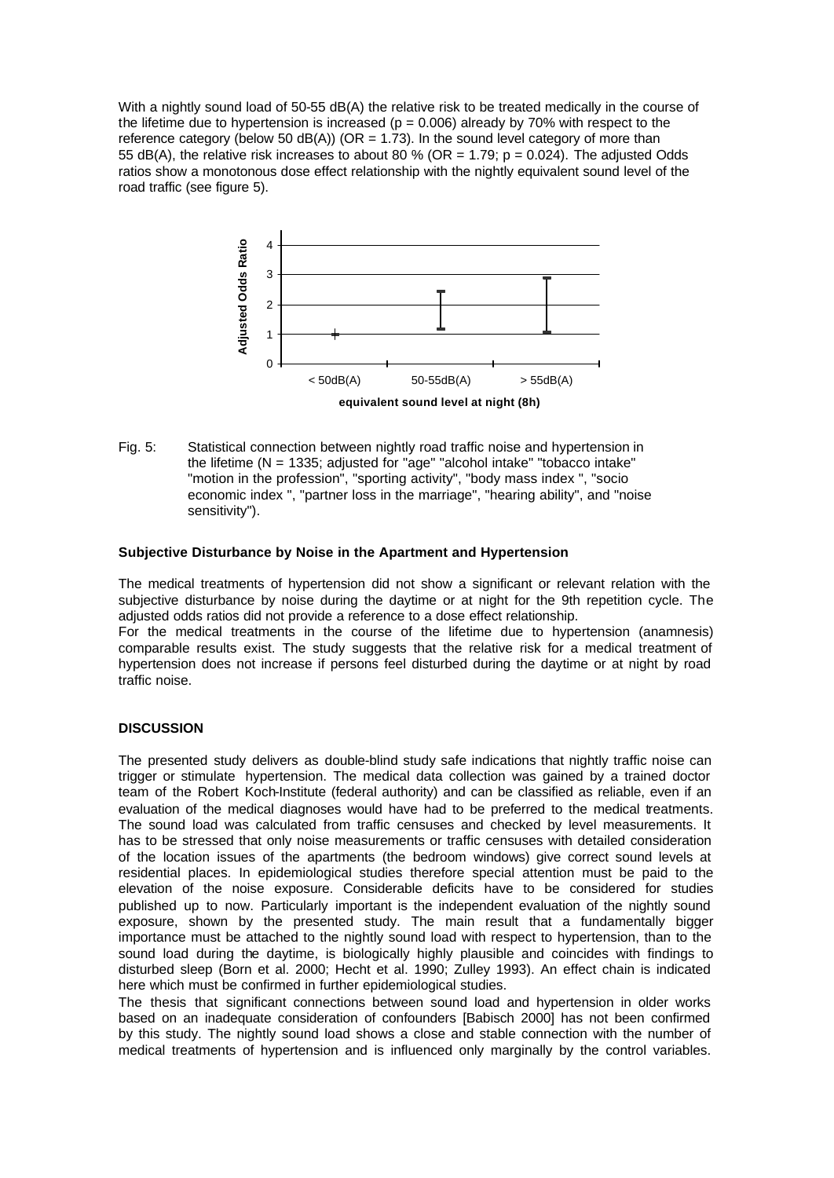With a nightly sound load of 50-55 dB(A) the relative risk to be treated medically in the course of the lifetime due to hypertension is increased ($p = 0.006$) already by 70% with respect to the reference category (below 50 dB(A)) ($OR = 1.73$). In the sound level category of more than 55 dB(A), the relative risk increases to about 80 % ($OR = 1.79$; $p = 0.024$). The adjusted Odds ratios show a monotonous dose effect relationship with the nightly equivalent sound level of the road traffic (see figure 5).

Adjusted Odds Ratio

4
3
2
1
0

< 50dB(A)
50-55dB(A)
> 55dB(A)

equivalent sound level at night (8h)

Fig. 5: Statistical connection between nightly road traffic noise and hypertension in the lifetime (N = 1335; adjusted for "age" "alcohol intake" "tobacco intake" "motion in the profession", "sporting activity", "body mass index ", "socio economic index ", "partner loss in the marriage", "hearing ability", and "noise sensitivity").

**Subjective Disturbance by Noise in the Apartment and Hypertension**

The medical treatments of hypertension did not show a significant or relevant relation with the subjective disturbance by noise during the daytime or at night for the 9th repetition cycle. The adjusted odds ratios did not provide a reference to a dose effect relationship.
For the medical treatments in the course of the lifetime due to hypertension (anamnesis) comparable results exist. The study suggests that the relative risk for a medical treatment of hypertension does not increase if persons feel disturbed during the daytime or at night by road traffic noise.

**DISCUSSION**

The presented study delivers as double-blind study safe indications that nightly traffic noise can trigger or stimulate hypertension. The medical data collection was gained by a trained doctor team of the Robert Koch-Institute (federal authority) and can be classified as reliable, even if an evaluation of the medical diagnoses would have had to be preferred to the medical treatments. The sound load was calculated from traffic censuses and checked by level measurements. It has to be stressed that only noise measurements or traffic censuses with detailed consideration of the location issues of the apartments (the bedroom windows) give correct sound levels at residential places. In epidemiological studies therefore special attention must be paid to the elevation of the noise exposure. Considerable deficits have to be considered for studies published up to now. Particularly important is the independent evaluation of the nightly sound exposure, shown by the presented study. The main result that a fundamentally bigger importance must be attached to the nightly sound load with respect to hypertension, than to the sound load during the daytime, is biologically highly plausible and coincides with findings to disturbed sleep (Born et al. 2000; Hecht et al. 1990; Zulley 1993). An effect chain is indicated here which must be confirmed in further epidemiological studies.
The thesis that significant connections between sound load and hypertension in older works based on an inadequate consideration of confounders [Babisch 2000] has not been confirmed by this study. The nightly sound load shows a close and stable connection with the number of medical treatments of hypertension and is influenced only marginally by the control variables.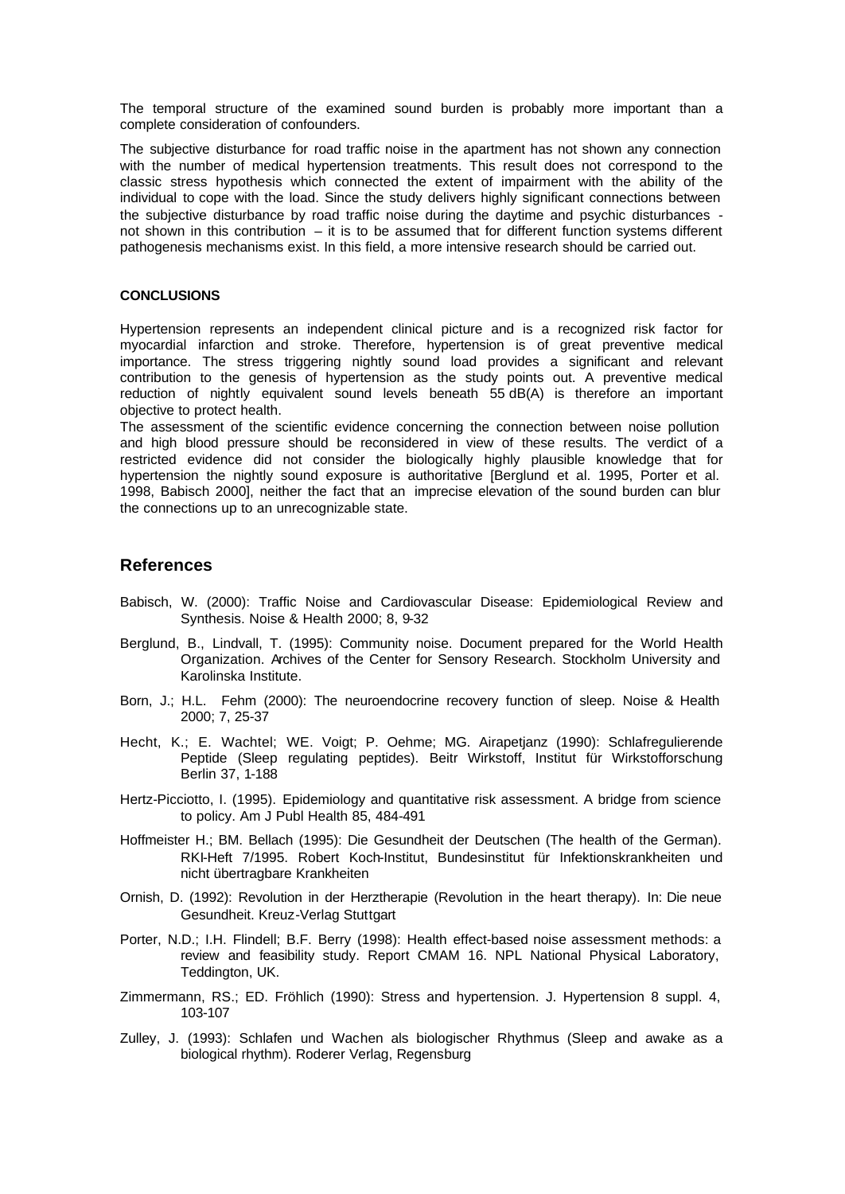The temporal structure of the examined sound burden is probably more important than a complete consideration of confounders.

The subjective disturbance for road traffic noise in the apartment has not shown any connection with the number of medical hypertension treatments. This result does not correspond to the classic stress hypothesis which connected the extent of impairment with the ability of the individual to cope with the load. Since the study delivers highly significant connections between the subjective disturbance by road traffic noise during the daytime and psychic disturbances - not shown in this contribution – it is to be assumed that for different function systems different pathogenesis mechanisms exist. In this field, a more intensive research should be carried out.

#### CONCLUSIONS

Hypertension represents an independent clinical picture and is a recognized risk factor for myocardial infarction and stroke. Therefore, hypertension is of great preventive medical importance. The stress triggering nightly sound load provides a significant and relevant contribution to the genesis of hypertension as the study points out. A preventive medical reduction of nightly equivalent sound levels beneath 55 dB(A) is therefore an important objective to protect health.

The assessment of the scientific evidence concerning the connection between noise pollution and high blood pressure should be reconsidered in view of these results. The verdict of a restricted evidence did not consider the biologically highly plausible knowledge that for hypertension the nightly sound exposure is authoritative [Berglund et al. 1995, Porter et al. 1998, Babisch 2000], neither the fact that an imprecise elevation of the sound burden can blur the connections up to an unrecognizable state.

## References

Babisch, W. (2000): Traffic Noise and Cardiovascular Disease: Epidemiological Review and Synthesis. Noise & Health 2000; 8, 9-32

Berglund, B., Lindvall, T. (1995): Community noise. Document prepared for the World Health Organization. Archives of the Center for Sensory Research. Stockholm University and Karolinska Institute.

Born, J.; H.L. Fehm (2000): The neuroendocrine recovery function of sleep. Noise & Health 2000; 7, 25-37

Hecht, K.; E. Wachtel; WE. Voigt; P. Oehme; MG. Airapetjanz (1990): Schlafregulierende Peptide (Sleep regulating peptides). Beitr Wirkstoff, Institut für Wirkstofforschung Berlin 37, 1-188

Hertz-Picciotto, I. (1995). Epidemiology and quantitative risk assessment. A bridge from science to policy. Am J Publ Health 85, 484-491

Hoffmeister H.; BM. Bellach (1995): Die Gesundheit der Deutschen (The health of the German). RKI-Heft 7/1995. Robert Koch-Institut, Bundesinstitut für Infektionskrankheiten und nicht übertragbare Krankheiten

Ornish, D. (1992): Revolution in der Herztherapie (Revolution in the heart therapy). In: Die neue Gesundheit. Kreuz-Verlag Stuttgart

Porter, N.D.; I.H. Flindell; B.F. Berry (1998): Health effect-based noise assessment methods: a review and feasibility study. Report CMAM 16. NPL National Physical Laboratory, Teddington, UK.

Zimmermann, RS.; ED. Fröhlich (1990): Stress and hypertension. J. Hypertension 8 suppl. 4, 103-107

Zulley, J. (1993): Schlafen und Wachen als biologischer Rhythmus (Sleep and awake as a biological rhythm). Roderer Verlag, Regensburg